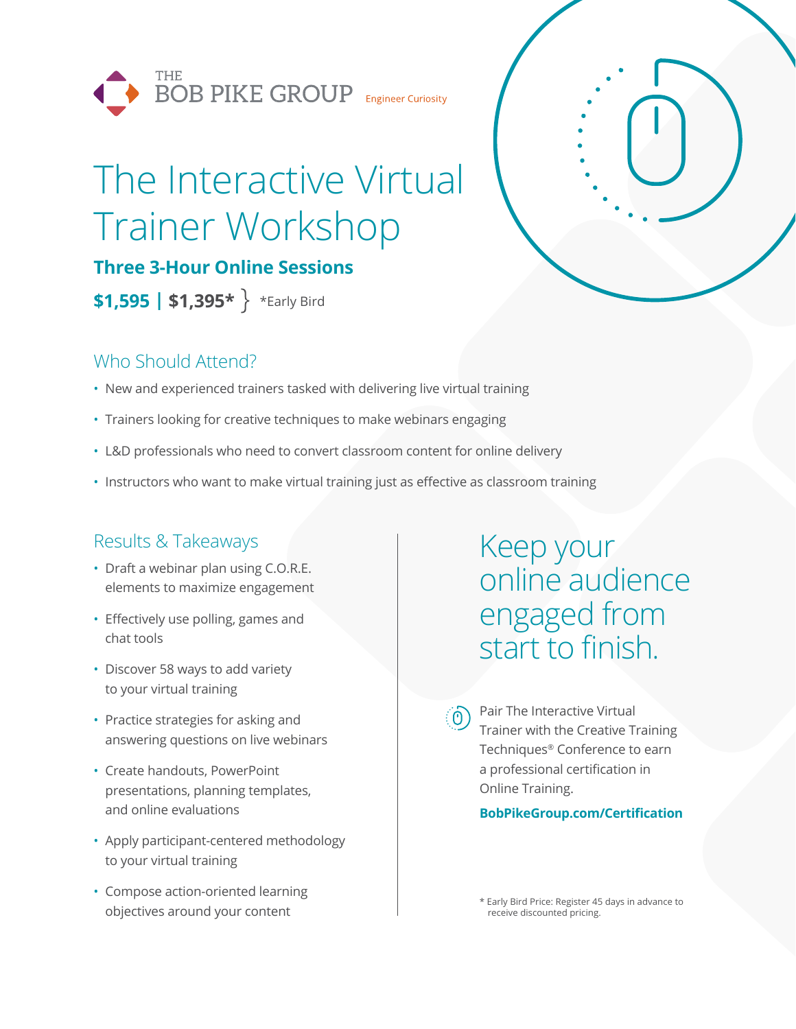THE BOB PIKE GROUP Engineer Curiosity

# The Interactive Virtual Trainer Workshop

**Three 3-Hour Online Sessions**

**$1,595 | $1,395*** } *Early Bird

## Who Should Attend?

- New and experienced trainers tasked with delivering live virtual training
- Trainers looking for creative techniques to make webinars engaging
- L&D professionals who need to convert classroom content for online delivery
- Instructors who want to make virtual training just as effective as classroom training

## Results & Takeaways

- Draft a webinar plan using C.O.R.E. elements to maximize engagement
- Effectively use polling, games and chat tools
- Discover 58 ways to add variety to your virtual training
- Practice strategies for asking and answering questions on live webinars
- Create handouts, PowerPoint presentations, planning templates, and online evaluations
- Apply participant-centered methodology to your virtual training
- Compose action-oriented learning objectives around your content

## Keep your online audience engaged from start to finish.

Pair The Interactive Virtual Trainer with the Creative Training Techniques® Conference to earn a professional certification in Online Training.

**BobPikeGroup.com/Certification**

* Early Bird Price: Register 45 days in advance to receive discounted pricing.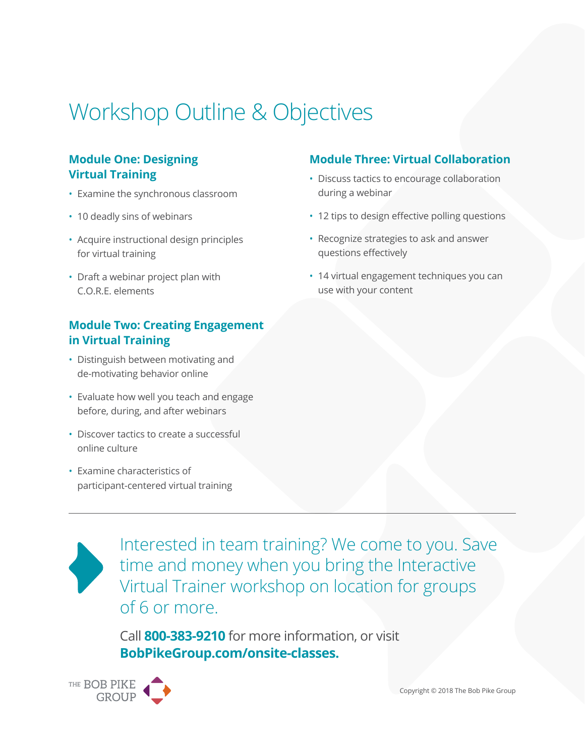# Workshop Outline & Objectives

### Module One: Designing Virtual Training

- Examine the synchronous classroom
- 10 deadly sins of webinars
- Acquire instructional design principles for virtual training
- Draft a webinar project plan with C.O.R.E. elements

### Module Two: Creating Engagement in Virtual Training

- Distinguish between motivating and de-motivating behavior online
- Evaluate how well you teach and engage before, during, and after webinars
- Discover tactics to create a successful online culture
- Examine characteristics of participant-centered virtual training

### Module Three: Virtual Collaboration

- Discuss tactics to encourage collaboration during a webinar
- 12 tips to design effective polling questions
- Recognize strategies to ask and answer questions effectively
- 14 virtual engagement techniques you can use with your content

---

Interested in team training? We come to you. Save time and money when you bring the Interactive Virtual Trainer workshop on location for groups of 6 or more.

Call **800-383-9210** for more information, or visit **BobPikeGroup.com/onsite-classes.**

THE BOB PIKE GROUP

Copyright © 2018 The Bob Pike Group